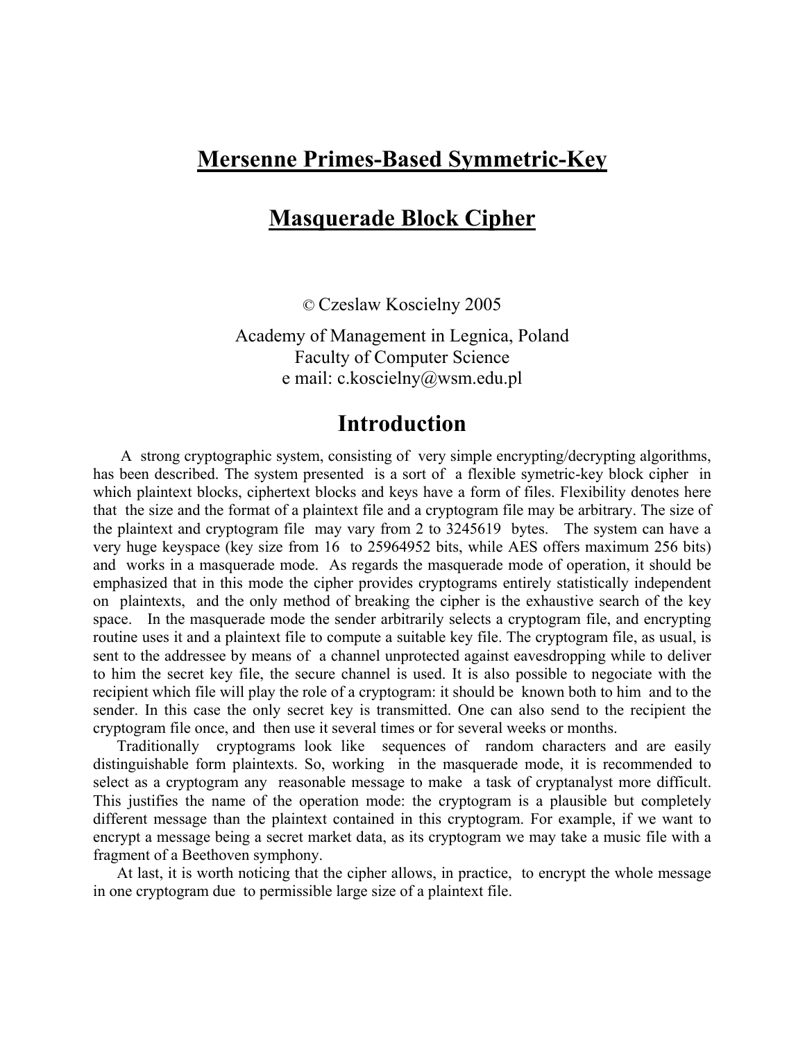# Mersenne Primes-Based Symmetric-Key

# Masquerade Block Cipher

© Czeslaw Koscielny 2005

Academy of Management in Legnica, Poland
Faculty of Computer Science
e mail: c.koscielny@wsm.edu.pl

## Introduction

A strong cryptographic system, consisting of very simple encrypting/decrypting algorithms, has been described. The system presented is a sort of a flexible symetric-key block cipher in which plaintext blocks, ciphertext blocks and keys have a form of files. Flexibility denotes here that the size and the format of a plaintext file and a cryptogram file may be arbitrary. The size of the plaintext and cryptogram file may vary from 2 to 3245619 bytes. The system can have a very huge keyspace (key size from 16 to 25964952 bits, while AES offers maximum 256 bits) and works in a masquerade mode. As regards the masquerade mode of operation, it should be emphasized that in this mode the cipher provides cryptograms entirely statistically independent on plaintexts, and the only method of breaking the cipher is the exhaustive search of the key space. In the masquerade mode the sender arbitrarily selects a cryptogram file, and encrypting routine uses it and a plaintext file to compute a suitable key file. The cryptogram file, as usual, is sent to the addressee by means of a channel unprotected against eavesdropping while to deliver to him the secret key file, the secure channel is used. It is also possible to negociate with the recipient which file will play the role of a cryptogram: it should be known both to him and to the sender. In this case the only secret key is transmitted. One can also send to the recipient the cryptogram file once, and then use it several times or for several weeks or months.

Traditionally cryptograms look like sequences of random characters and are easily distinguishable form plaintexts. So, working in the masquerade mode, it is recommended to select as a cryptogram any reasonable message to make a task of cryptanalyst more difficult. This justifies the name of the operation mode: the cryptogram is a plausible but completely different message than the plaintext contained in this cryptogram. For example, if we want to encrypt a message being a secret market data, as its cryptogram we may take a music file with a fragment of a Beethoven symphony.

At last, it is worth noticing that the cipher allows, in practice, to encrypt the whole message in one cryptogram due to permissible large size of a plaintext file.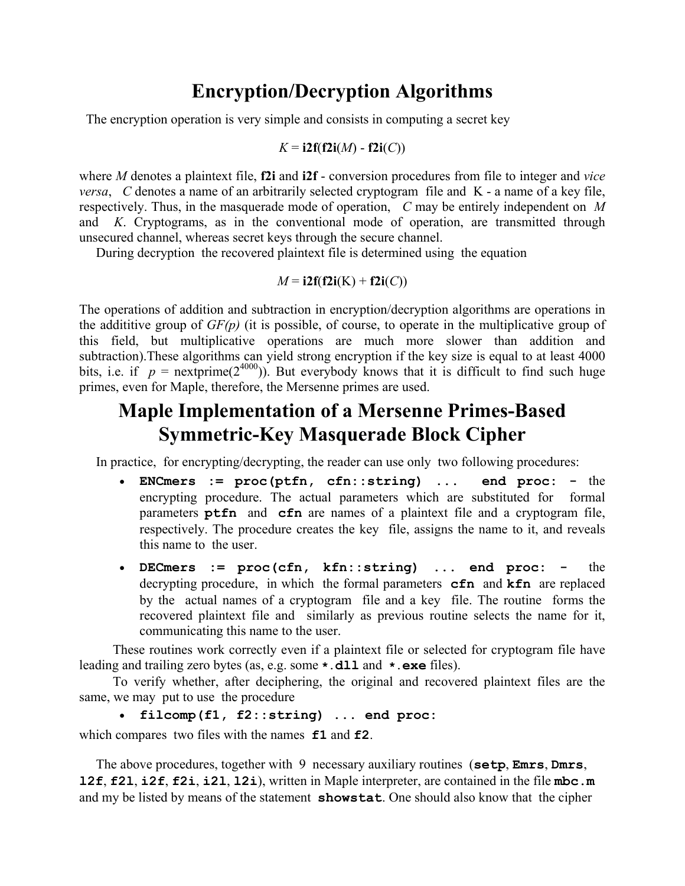# Encryption/Decryption Algorithms

The encryption operation is very simple and consists in computing a secret key

$$K = \mathbf{i2f}(\mathbf{f2i}(M) - \mathbf{f2i}(C))$$

where $M$ denotes a plaintext file, **f2i** and **i2f** - conversion procedures from file to integer and *vice versa*, $C$ denotes a name of an arbitrarily selected cryptogram file and K - a name of a key file, respectively. Thus, in the masquerade mode of operation, $C$ may be entirely independent on $M$ and $K$. Cryptograms, as in the conventional mode of operation, are transmitted through unsecured channel, whereas secret keys through the secure channel.

During decryption the recovered plaintext file is determined using the equation

$$M = \mathbf{i2f}(\mathbf{f2i}(\mathrm{K}) + \mathbf{f2i}(C))$$

The operations of addition and subtraction in encryption/decryption algorithms are operations in the addititive group of *GF(p)* (it is possible, of course, to operate in the multiplicative group of this field, but multiplicative operations are much more slower than addition and subtraction).These algorithms can yield strong encryption if the key size is equal to at least 4000 bits, i.e. if $p$ = nextprime($2^{4000}$)). But everybody knows that it is difficult to find such huge primes, even for Maple, therefore, the Mersenne primes are used.

# Maple Implementation of a Mersenne Primes-Based Symmetric-Key Masquerade Block Cipher

In practice, for encrypting/decrypting, the reader can use only two following procedures:

- **`ENCmers := proc(ptfn, cfn::string) ... end proc: -`** the encrypting procedure. The actual parameters which are substituted for formal parameters **`ptfn`** and **`cfn`** are names of a plaintext file and a cryptogram file, respectively. The procedure creates the key file, assigns the name to it, and reveals this name to the user.
- **`DECmers := proc(cfn, kfn::string) ... end proc: -`** the decrypting procedure, in which the formal parameters **`cfn`** and **`kfn`** are replaced by the actual names of a cryptogram file and a key file. The routine forms the recovered plaintext file and similarly as previous routine selects the name for it, communicating this name to the user.

These routines work correctly even if a plaintext file or selected for cryptogram file have leading and trailing zero bytes (as, e.g. some **`*.dll`** and **`*.exe`** files).

To verify whether, after deciphering, the original and recovered plaintext files are the same, we may put to use the procedure

- **`filcomp(f1, f2::string) ... end proc:`**

which compares two files with the names **`f1`** and **`f2`**.

The above procedures, together with 9 necessary auxiliary routines (**`setp`**, **`Emrs`**, **`Dmrs`**, **`l2f`**, **`f2l`**, **`i2f`**, **`f2i`**, **`i2l`**, **`l2i`**), written in Maple interpreter, are contained in the file **`mbc.m`** and my be listed by means of the statement **`showstat`**. One should also know that the cipher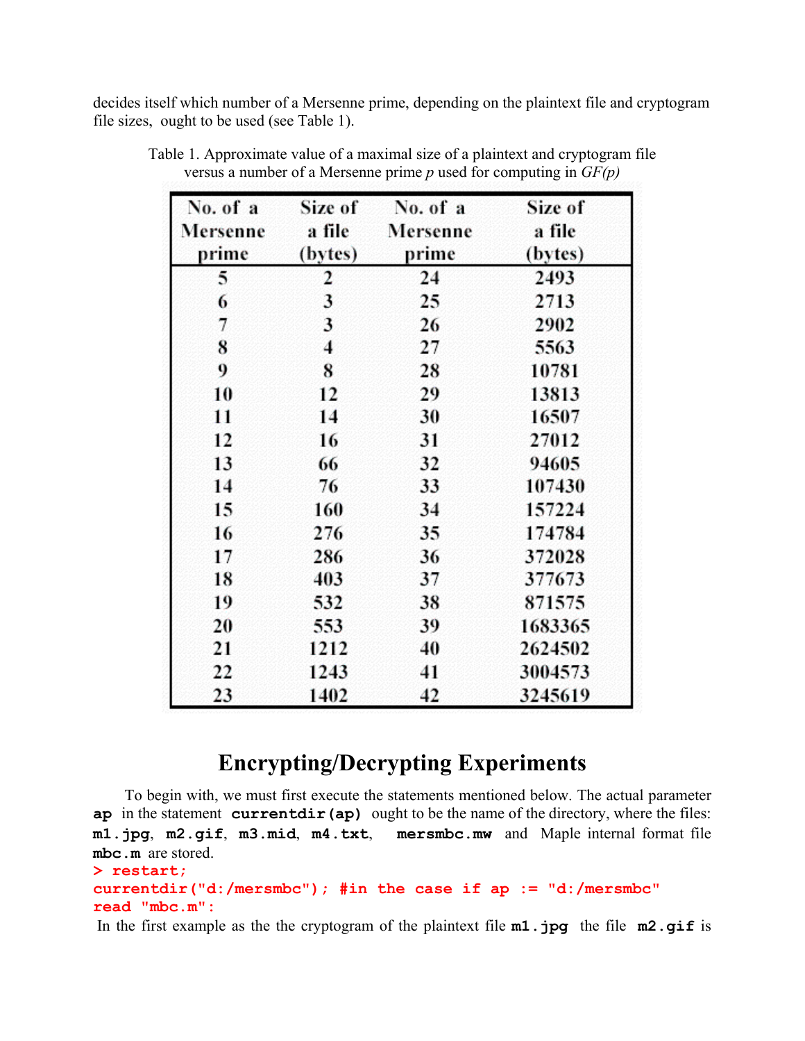decides itself which number of a Mersenne prime, depending on the plaintext file and cryptogram file sizes, ought to be used (see Table 1).

Table 1. Approximate value of a maximal size of a plaintext and cryptogram file versus a number of a Mersenne prime $p$ used for computing in $GF(p)$

| No. of a Mersenne prime | Size of a file (bytes) | No. of a Mersenne prime | Size of a file (bytes) |
|---|---|---|---|
| 5 | 2 | 24 | 2493 |
| 6 | 3 | 25 | 2713 |
| 7 | 3 | 26 | 2902 |
| 8 | 4 | 27 | 5563 |
| 9 | 8 | 28 | 10781 |
| 10 | 12 | 29 | 13813 |
| 11 | 14 | 30 | 16507 |
| 12 | 16 | 31 | 27012 |
| 13 | 66 | 32 | 94605 |
| 14 | 76 | 33 | 107430 |
| 15 | 160 | 34 | 157224 |
| 16 | 276 | 35 | 174784 |
| 17 | 286 | 36 | 372028 |
| 18 | 403 | 37 | 377673 |
| 19 | 532 | 38 | 871575 |
| 20 | 553 | 39 | 1683365 |
| 21 | 1212 | 40 | 2624502 |
| 22 | 1243 | 41 | 3004573 |
| 23 | 1402 | 42 | 3245619 |

## Encrypting/Decrypting Experiments

To begin with, we must first execute the statements mentioned below. The actual parameter **ap** in the statement **currentdir(ap)** ought to be the name of the directory, where the files: **m1.jpg**, **m2.gif**, **m3.mid**, **m4.txt**, **mersmbc.mw** and Maple internal format file **mbc.m** are stored.

```
> restart;
currentdir("d:/mersmbc"); #in the case if ap := "d:/mersmbc"
read "mbc.m":
```

In the first example as the the cryptogram of the plaintext file **m1.jpg** the file **m2.gif** is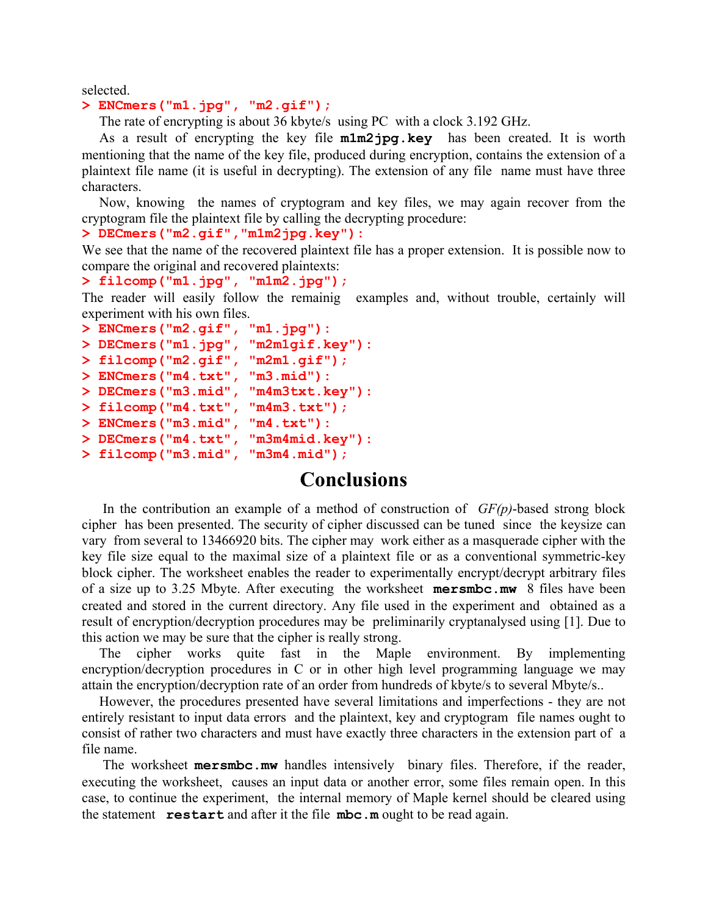selected.

```
> ENCmers("m1.jpg", "m2.gif");
```

The rate of encrypting is about 36 kbyte/s using PC with a clock 3.192 GHz.

As a result of encrypting the key file **m1m2jpg.key** has been created. It is worth mentioning that the name of the key file, produced during encryption, contains the extension of a plaintext file name (it is useful in decrypting). The extension of any file name must have three characters.

Now, knowing the names of cryptogram and key files, we may again recover from the cryptogram file the plaintext file by calling the decrypting procedure:

```
> DECmers("m2.gif","m1m2jpg.key"):
```

We see that the name of the recovered plaintext file has a proper extension. It is possible now to compare the original and recovered plaintexts:

```
> filcomp("m1.jpg", "m1m2.jpg");
```

The reader will easily follow the remainig examples and, without trouble, certainly will experiment with his own files.

```
> ENCmers("m2.gif", "m1.jpg"):
> DECmers("m1.jpg", "m2m1gif.key"):
> filcomp("m2.gif", "m2m1.gif");
> ENCmers("m4.txt", "m3.mid"):
> DECmers("m3.mid", "m4m3txt.key"):
> filcomp("m4.txt", "m4m3.txt");
> ENCmers("m3.mid", "m4.txt"):
> DECmers("m4.txt", "m3m4mid.key"):
> filcomp("m3.mid", "m3m4.mid");
```

# Conclusions

In the contribution an example of a method of construction of *GF(p)*-based strong block cipher has been presented. The security of cipher discussed can be tuned since the keysize can vary from several to 13466920 bits. The cipher may work either as a masquerade cipher with the key file size equal to the maximal size of a plaintext file or as a conventional symmetric-key block cipher. The worksheet enables the reader to experimentally encrypt/decrypt arbitrary files of a size up to 3.25 Mbyte. After executing the worksheet **mersmbc.mw** 8 files have been created and stored in the current directory. Any file used in the experiment and obtained as a result of encryption/decryption procedures may be preliminarily cryptanalysed using [1]. Due to this action we may be sure that the cipher is really strong.

The cipher works quite fast in the Maple environment. By implementing encryption/decryption procedures in C or in other high level programming language we may attain the encryption/decryption rate of an order from hundreds of kbyte/s to several Mbyte/s..

However, the procedures presented have several limitations and imperfections - they are not entirely resistant to input data errors and the plaintext, key and cryptogram file names ought to consist of rather two characters and must have exactly three characters in the extension part of a file name.

The worksheet **mersmbc.mw** handles intensively binary files. Therefore, if the reader, executing the worksheet, causes an input data or another error, some files remain open. In this case, to continue the experiment, the internal memory of Maple kernel should be cleared using the statement **restart** and after it the file **mbc.m** ought to be read again.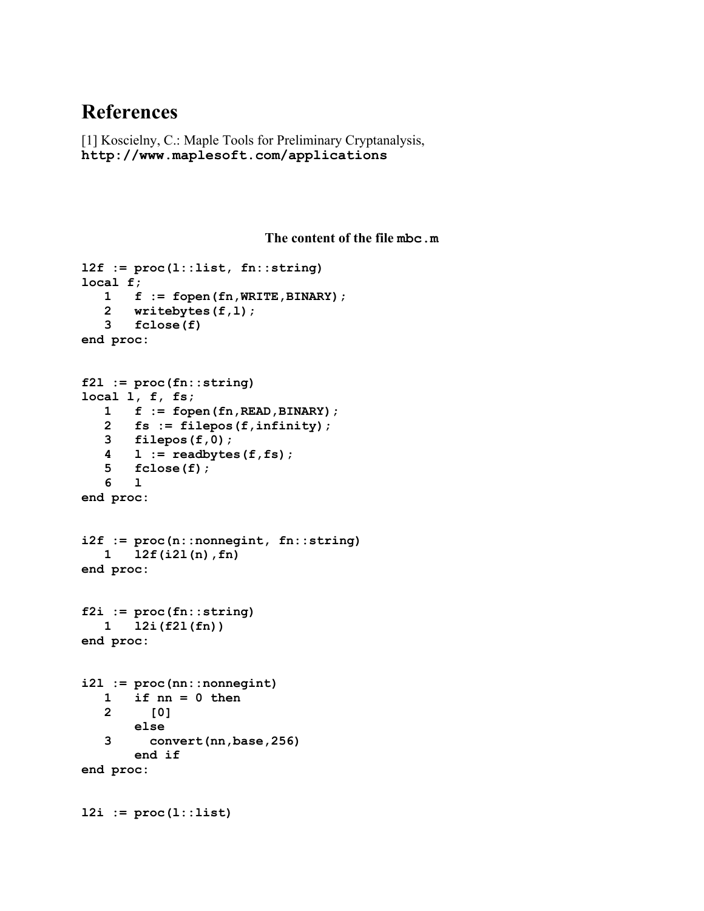# References

[1] Koscielny, C.: Maple Tools for Preliminary Cryptanalysis,
**http://www.maplesoft.com/applications**

**The content of the file `mbc.m`**

```
l2f := proc(l::list, fn::string)
local f;
   1   f := fopen(fn,WRITE,BINARY);
   2   writebytes(f,l);
   3   fclose(f)
end proc:


f2l := proc(fn::string)
local l, f, fs;
   1   f := fopen(fn,READ,BINARY);
   2   fs := filepos(f,infinity);
   3   filepos(f,0);
   4   l := readbytes(f,fs);
   5   fclose(f);
   6   l
end proc:


i2f := proc(n::nonnegint, fn::string)
   1   l2f(i2l(n),fn)
end proc:


f2i := proc(fn::string)
   1   l2i(f2l(fn))
end proc:


i2l := proc(nn::nonnegint)
   1   if nn = 0 then
   2     [0]
       else
   3     convert(nn,base,256)
       end if
end proc:


l2i := proc(l::list)
```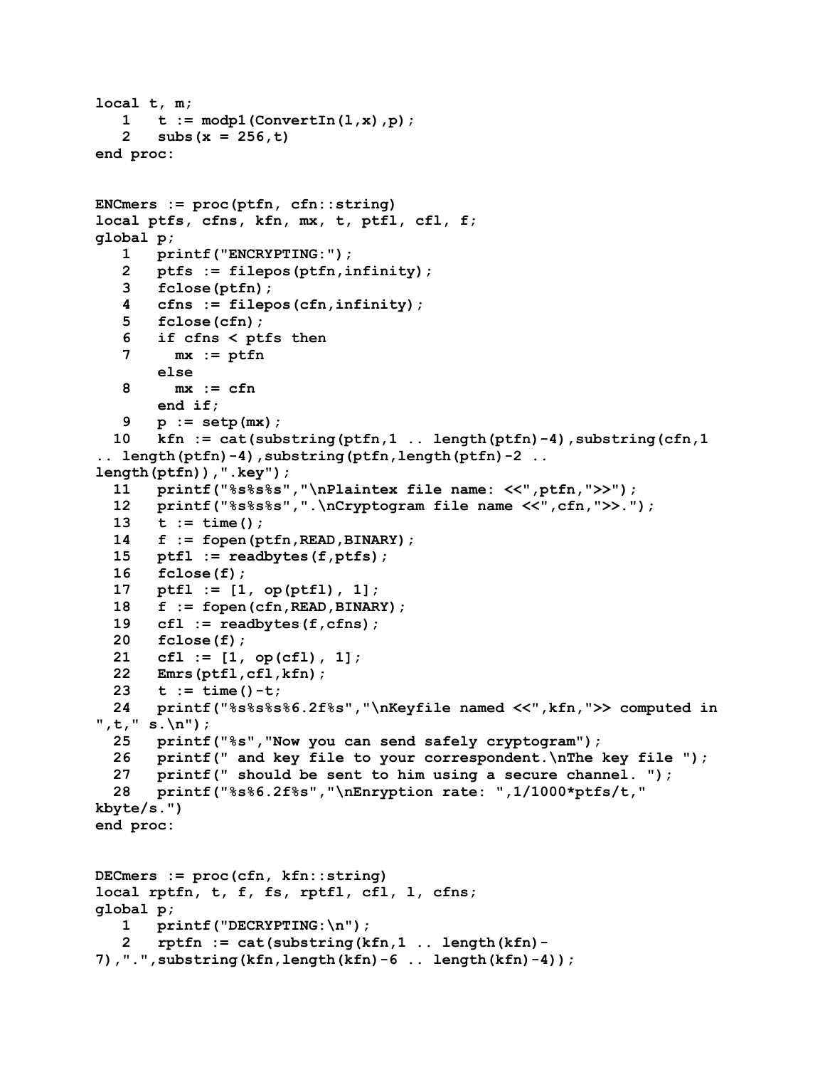```
local t, m;
   1   t := modp1(ConvertIn(l,x),p);
   2   subs(x = 256,t)
end proc:


ENCmers := proc(ptfn, cfn::string)
local ptfs, cfns, kfn, mx, t, ptfl, cfl, f;
global p;
   1   printf("ENCRYPTING:");
   2   ptfs := filepos(ptfn,infinity);
   3   fclose(ptfn);
   4   cfns := filepos(cfn,infinity);
   5   fclose(cfn);
   6   if cfns < ptfs then
   7     mx := ptfn
       else
   8     mx := cfn
       end if;
   9   p := setp(mx);
  10   kfn := cat(substring(ptfn,1 .. length(ptfn)-4),substring(cfn,1
.. length(ptfn)-4),substring(ptfn,length(ptfn)-2 ..
length(ptfn)),".key");
  11   printf("%s%s%s","\nPlaintex file name: <<",ptfn,">>");
  12   printf("%s%s%s",".\nCryptogram file name <<",cfn,">>.");
  13   t := time();
  14   f := fopen(ptfn,READ,BINARY);
  15   ptfl := readbytes(f,ptfs);
  16   fclose(f);
  17   ptfl := [1, op(ptfl), 1];
  18   f := fopen(cfn,READ,BINARY);
  19   cfl := readbytes(f,cfns);
  20   fclose(f);
  21   cfl := [1, op(cfl), 1];
  22   Emrs(ptfl,cfl,kfn);
  23   t := time()-t;
  24   printf("%s%s%s%6.2f%s","\nKeyfile named <<",kfn,">> computed in
",t," s.\n");
  25   printf("%s","Now you can send safely cryptogram");
  26   printf(" and key file to your correspondent.\nThe key file ");
  27   printf(" should be sent to him using a secure channel. ");
  28   printf("%s%6.2f%s","\nEnryption rate: ",1/1000*ptfs/t,"
kbyte/s.")
end proc:


DECmers := proc(cfn, kfn::string)
local rptfn, t, f, fs, rptfl, cfl, l, cfns;
global p;
   1   printf("DECRYPTING:\n");
   2   rptfn := cat(substring(kfn,1 .. length(kfn)-
7),".",substring(kfn,length(kfn)-6 .. length(kfn)-4));
```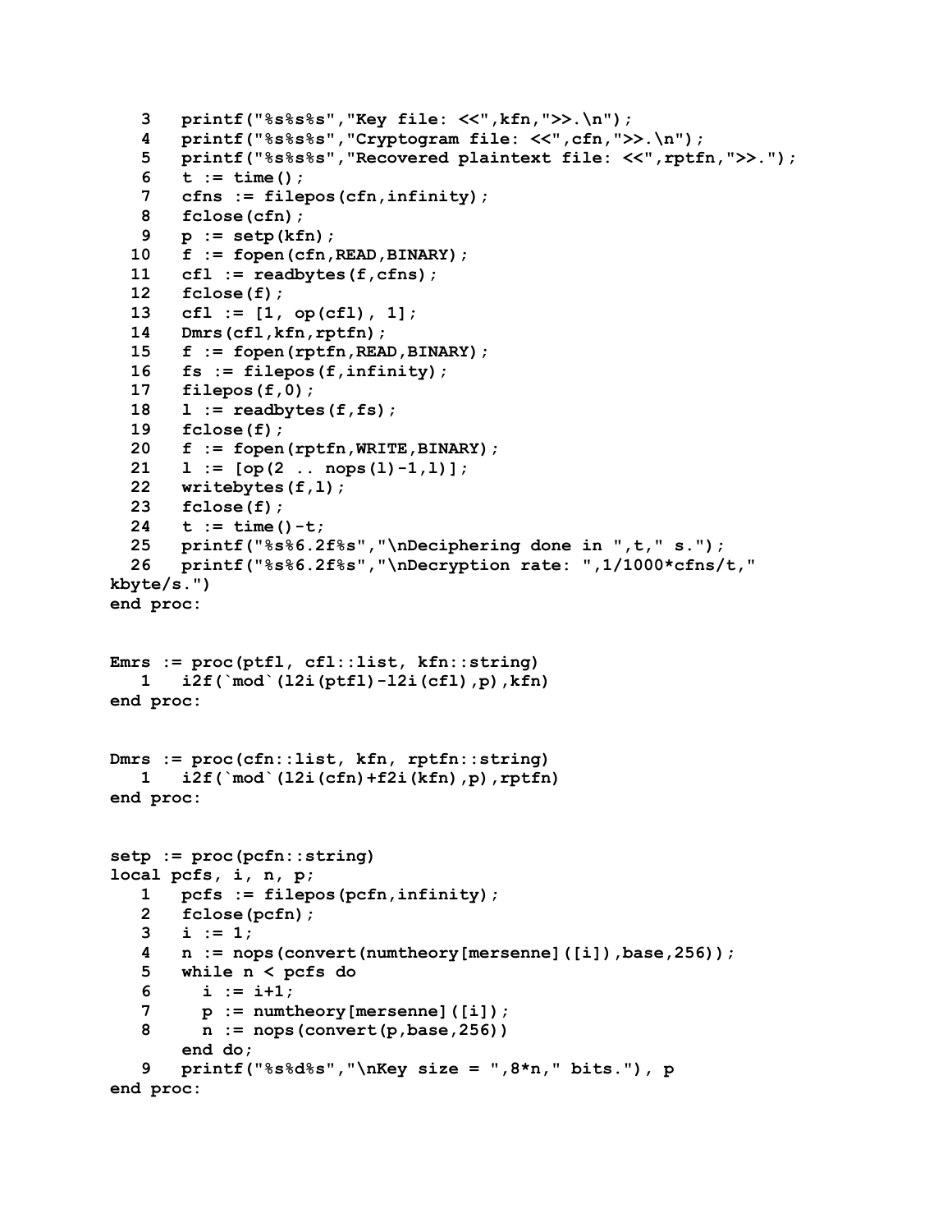```
   3   printf("%s%s%s","Key file: <<",kfn,">>.\n");
   4   printf("%s%s%s","Cryptogram file: <<",cfn,">>.\n");
   5   printf("%s%s%s","Recovered plaintext file: <<",rptfn,">>.");
   6   t := time();
   7   cfns := filepos(cfn,infinity);
   8   fclose(cfn);
   9   p := setp(kfn);
  10   f := fopen(cfn,READ,BINARY);
  11   cfl := readbytes(f,cfns);
  12   fclose(f);
  13   cfl := [1, op(cfl), 1];
  14   Dmrs(cfl,kfn,rptfn);
  15   f := fopen(rptfn,READ,BINARY);
  16   fs := filepos(f,infinity);
  17   filepos(f,0);
  18   l := readbytes(f,fs);
  19   fclose(f);
  20   f := fopen(rptfn,WRITE,BINARY);
  21   l := [op(2 .. nops(l)-1,l)];
  22   writebytes(f,l);
  23   fclose(f);
  24   t := time()-t;
  25   printf("%s%6.2f%s","\nDeciphering done in ",t," s.");
  26   printf("%s%6.2f%s","\nDecryption rate: ",1/1000*cfns/t,"
kbyte/s.")
end proc:


Emrs := proc(ptfl, cfl::list, kfn::string)
   1   i2f(`mod`(l2i(ptfl)-l2i(cfl),p),kfn)
end proc:


Dmrs := proc(cfn::list, kfn, rptfn::string)
   1   i2f(`mod`(l2i(cfn)+f2i(kfn),p),rptfn)
end proc:


setp := proc(pcfn::string)
local pcfs, i, n, p;
   1   pcfs := filepos(pcfn,infinity);
   2   fclose(pcfn);
   3   i := 1;
   4   n := nops(convert(numtheory[mersenne]([i]),base,256));
   5   while n < pcfs do
   6     i := i+1;
   7     p := numtheory[mersenne]([i]);
   8     n := nops(convert(p,base,256))
       end do;
   9   printf("%s%d%s","\nKey size = ",8*n," bits."), p
end proc:
```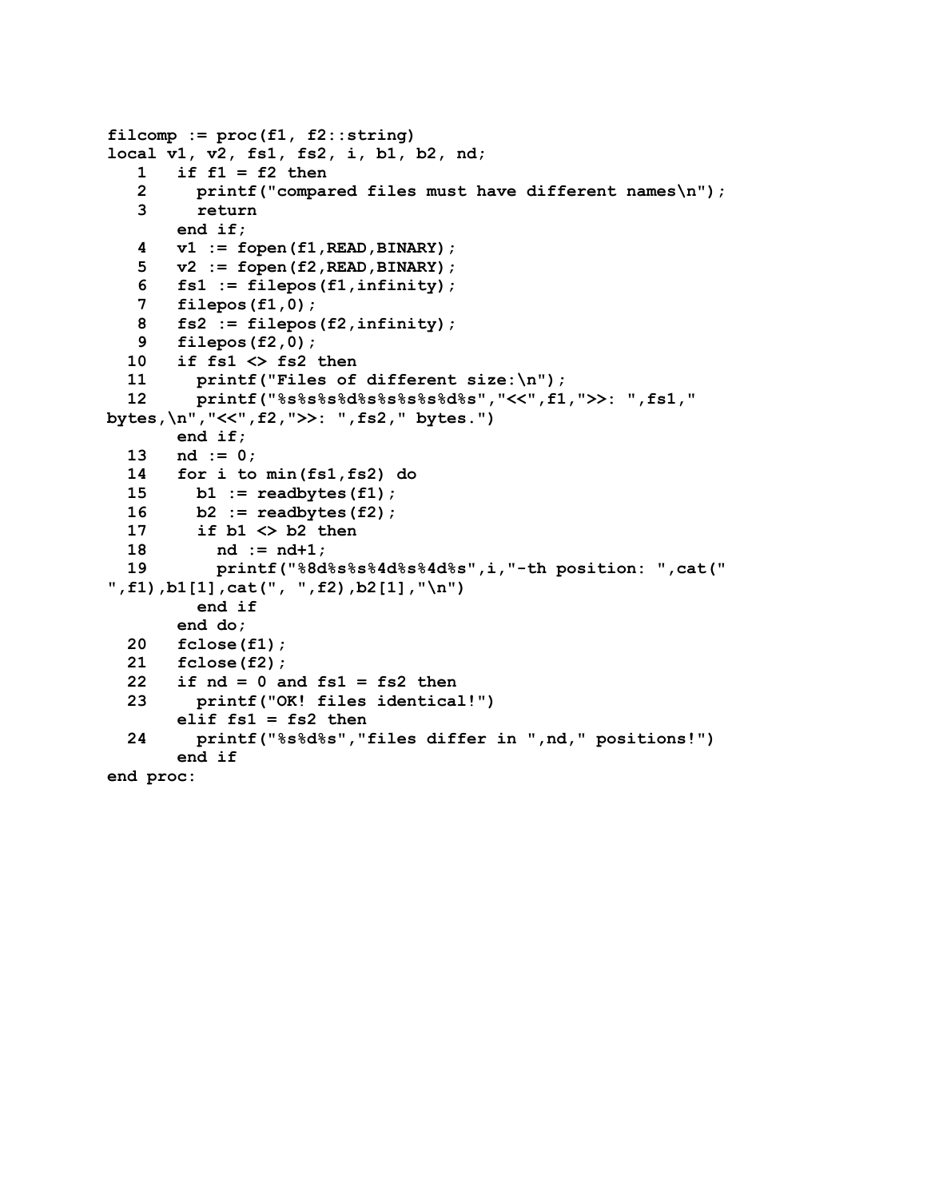```
filcomp := proc(f1, f2::string)
local v1, v2, fs1, fs2, i, b1, b2, nd;
   1   if f1 = f2 then
   2     printf("compared files must have different names\n");
   3     return
       end if;
   4   v1 := fopen(f1,READ,BINARY);
   5   v2 := fopen(f2,READ,BINARY);
   6   fs1 := filepos(f1,infinity);
   7   filepos(f1,0);
   8   fs2 := filepos(f2,infinity);
   9   filepos(f2,0);
  10   if fs1 <> fs2 then
  11     printf("Files of different size:\n");
  12     printf("%s%s%s%d%s%s%s%s%d%s","<<",f1,">>: ",fs1,"
bytes,\n","<<",f2,">>: ",fs2," bytes.")
       end if;
  13   nd := 0;
  14   for i to min(fs1,fs2) do
  15     b1 := readbytes(f1);
  16     b2 := readbytes(f2);
  17     if b1 <> b2 then
  18       nd := nd+1;
  19       printf("%8d%s%s%4d%s%4d%s",i,"-th position: ",cat("
",f1),b1[1],cat(", ",f2),b2[1],"\n")
         end if
       end do;
  20   fclose(f1);
  21   fclose(f2);
  22   if nd = 0 and fs1 = fs2 then
  23     printf("OK! files identical!")
       elif fs1 = fs2 then
  24     printf("%s%d%s","files differ in ",nd," positions!")
       end if
end proc:
```